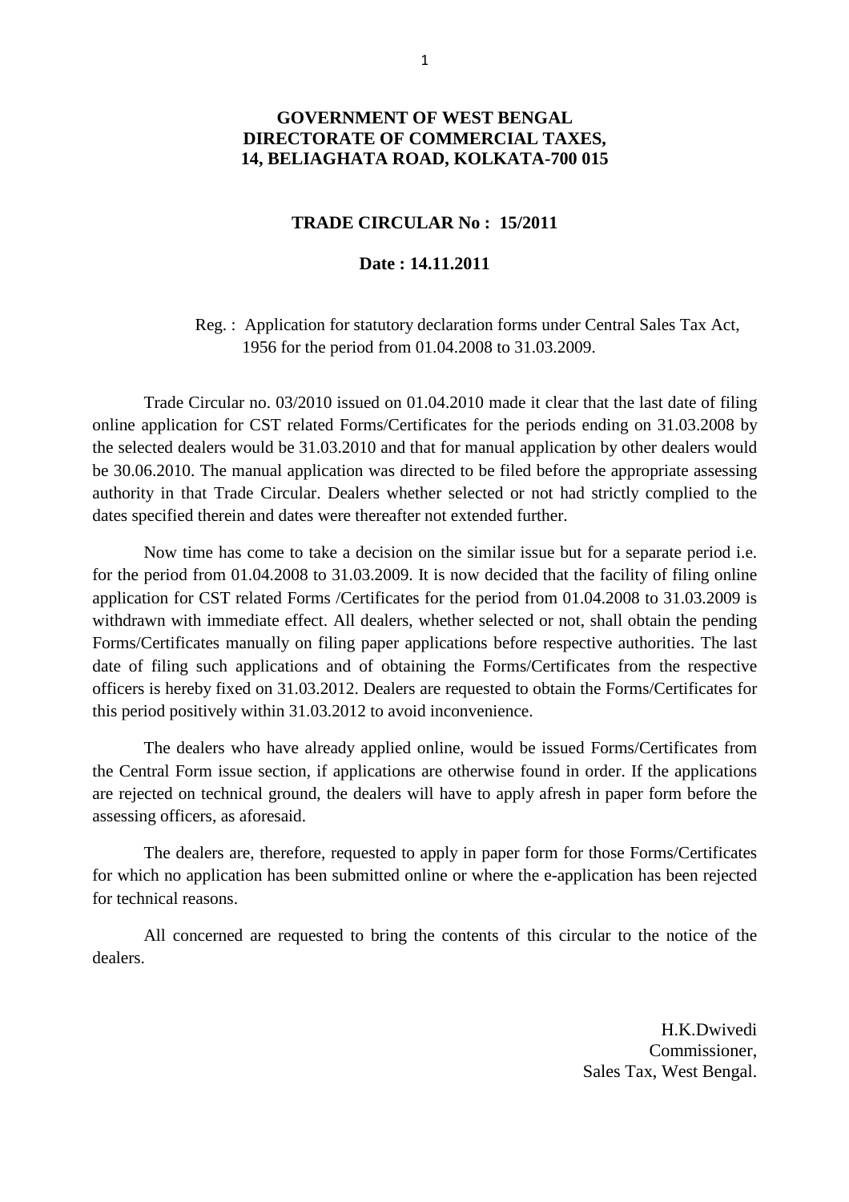**GOVERNMENT OF WEST BENGAL**
**DIRECTORATE OF COMMERCIAL TAXES,**
**14, BELIAGHATA ROAD, KOLKATA-700 015**

**TRADE CIRCULAR No : 15/2011**

**Date : 14.11.2011**

Reg. : Application for statutory declaration forms under Central Sales Tax Act, 1956 for the period from 01.04.2008 to 31.03.2009.

Trade Circular no. 03/2010 issued on 01.04.2010 made it clear that the last date of filing online application for CST related Forms/Certificates for the periods ending on 31.03.2008 by the selected dealers would be 31.03.2010 and that for manual application by other dealers would be 30.06.2010. The manual application was directed to be filed before the appropriate assessing authority in that Trade Circular. Dealers whether selected or not had strictly complied to the dates specified therein and dates were thereafter not extended further.

Now time has come to take a decision on the similar issue but for a separate period i.e. for the period from 01.04.2008 to 31.03.2009. It is now decided that the facility of filing online application for CST related Forms /Certificates for the period from 01.04.2008 to 31.03.2009 is withdrawn with immediate effect. All dealers, whether selected or not, shall obtain the pending Forms/Certificates manually on filing paper applications before respective authorities. The last date of filing such applications and of obtaining the Forms/Certificates from the respective officers is hereby fixed on 31.03.2012. Dealers are requested to obtain the Forms/Certificates for this period positively within 31.03.2012 to avoid inconvenience.

The dealers who have already applied online, would be issued Forms/Certificates from the Central Form issue section, if applications are otherwise found in order. If the applications are rejected on technical ground, the dealers will have to apply afresh in paper form before the assessing officers, as aforesaid.

The dealers are, therefore, requested to apply in paper form for those Forms/Certificates for which no application has been submitted online or where the e-application has been rejected for technical reasons.

All concerned are requested to bring the contents of this circular to the notice of the dealers.

H.K.Dwivedi
Commissioner,
Sales Tax, West Bengal.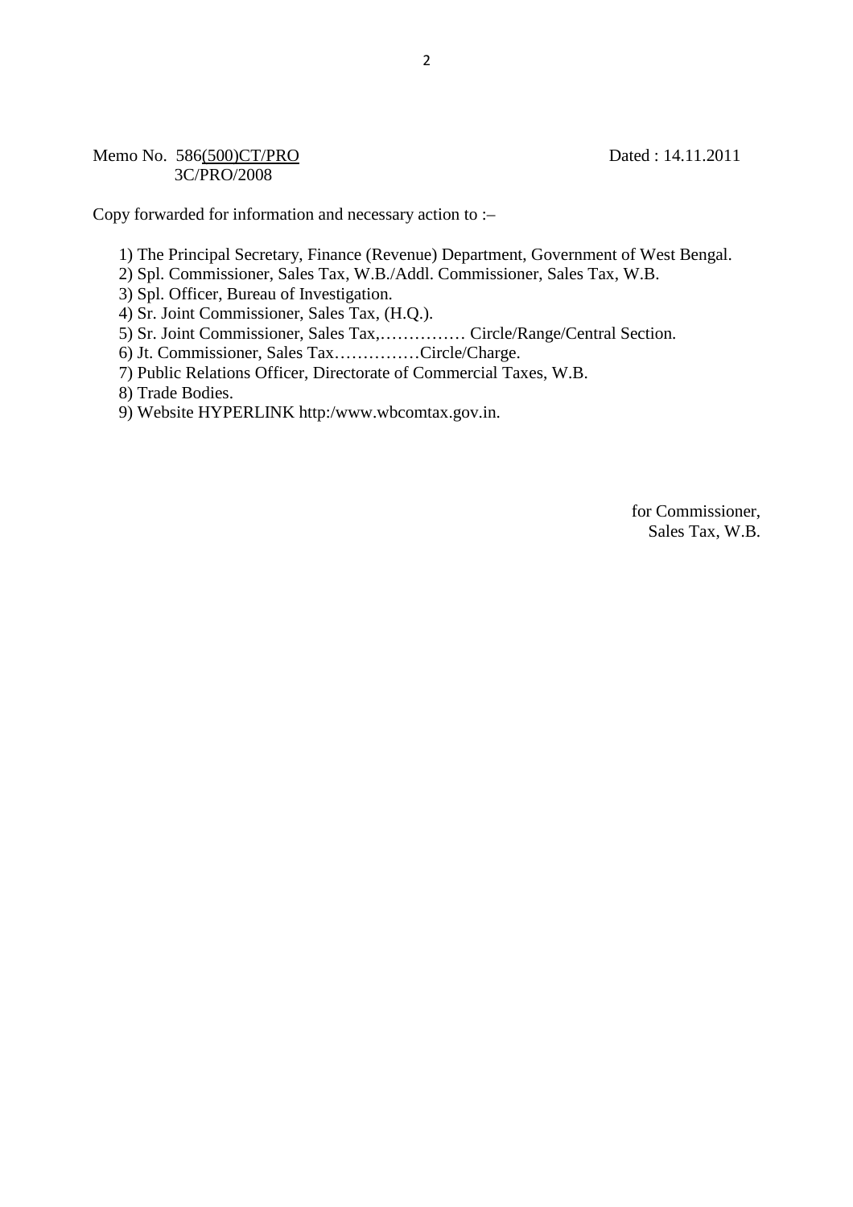Memo No. 586(500)CT/PRO
3C/PRO/2008

Dated : 14.11.2011

Copy forwarded for information and necessary action to :–

1) The Principal Secretary, Finance (Revenue) Department, Government of West Bengal.
2) Spl. Commissioner, Sales Tax, W.B./Addl. Commissioner, Sales Tax, W.B.
3) Spl. Officer, Bureau of Investigation.
4) Sr. Joint Commissioner, Sales Tax, (H.Q.).
5) Sr. Joint Commissioner, Sales Tax,…………… Circle/Range/Central Section.
6) Jt. Commissioner, Sales Tax……………Circle/Charge.
7) Public Relations Officer, Directorate of Commercial Taxes, W.B.
8) Trade Bodies.
9) Website HYPERLINK http:/www.wbcomtax.gov.in.

for Commissioner,
Sales Tax, W.B.